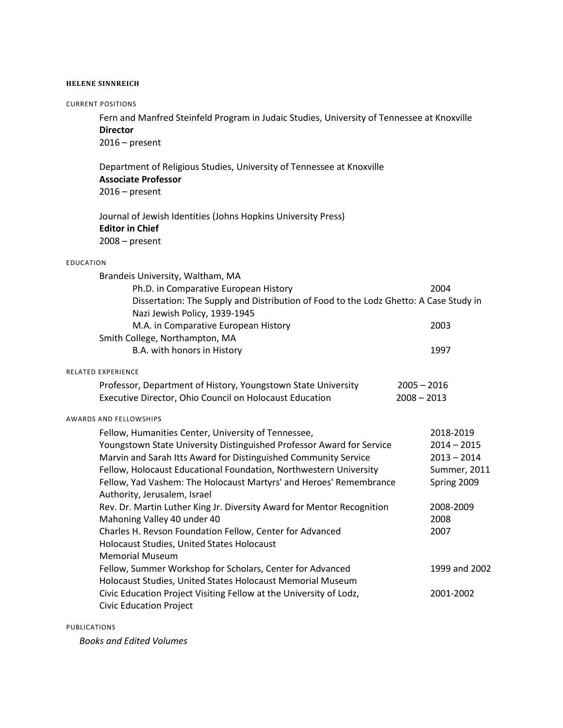# HELENE SINNREICH

## CURRENT POSITIONS

Fern and Manfred Steinfeld Program in Judaic Studies, University of Tennessee at Knoxville
**Director**
2016 – present

Department of Religious Studies, University of Tennessee at Knoxville
**Associate Professor**
2016 – present

Journal of Jewish Identities (Johns Hopkins University Press)
**Editor in Chief**
2008 – present

## EDUCATION

Brandeis University, Waltham, MA
- Ph.D. in Comparative European History — 2004
  Dissertation: The Supply and Distribution of Food to the Lodz Ghetto: A Case Study in Nazi Jewish Policy, 1939-1945
- M.A. in Comparative European History — 2003

Smith College, Northampton, MA
- B.A. with honors in History — 1997

## RELATED EXPERIENCE

| | |
|---|---|
| Professor, Department of History, Youngstown State University | 2005 – 2016 |
| Executive Director, Ohio Council on Holocaust Education | 2008 – 2013 |

## AWARDS AND FELLOWSHIPS

| | |
|---|---|
| Fellow, Humanities Center, University of Tennessee, | 2018-2019 |
| Youngstown State University Distinguished Professor Award for Service | 2014 – 2015 |
| Marvin and Sarah Itts Award for Distinguished Community Service | 2013 – 2014 |
| Fellow, Holocaust Educational Foundation, Northwestern University | Summer, 2011 |
| Fellow, Yad Vashem: The Holocaust Martyrs' and Heroes' Remembrance Authority, Jerusalem, Israel | Spring 2009 |
| Rev. Dr. Martin Luther King Jr. Diversity Award for Mentor Recognition | 2008-2009 |
| Mahoning Valley 40 under 40 | 2008 |
| Charles H. Revson Foundation Fellow, Center for Advanced Holocaust Studies, United States Holocaust Memorial Museum | 2007 |
| Fellow, Summer Workshop for Scholars, Center for Advanced Holocaust Studies, United States Holocaust Memorial Museum | 1999 and 2002 |
| Civic Education Project Visiting Fellow at the University of Lodz, Civic Education Project | 2001-2002 |

## PUBLICATIONS

*Books and Edited Volumes*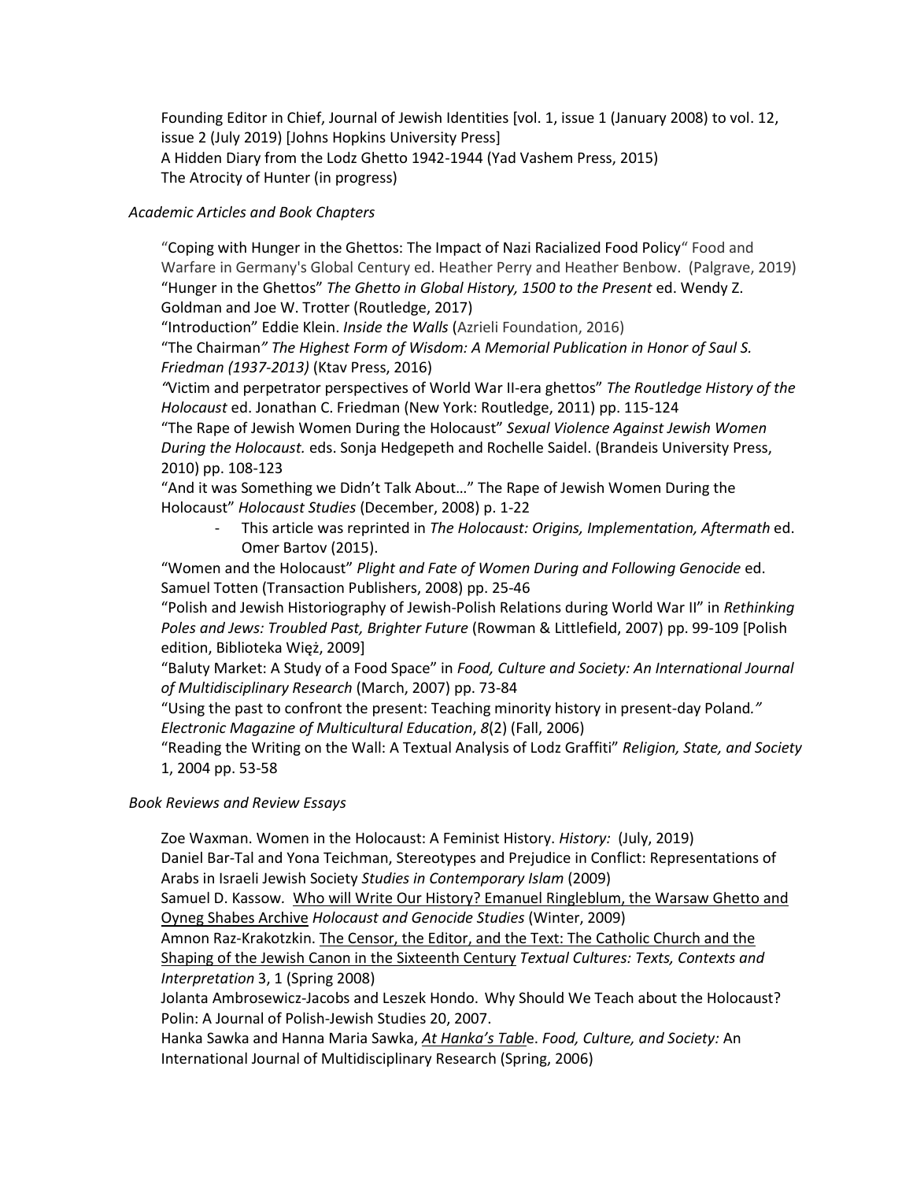Founding Editor in Chief, Journal of Jewish Identities [vol. 1, issue 1 (January 2008) to vol. 12, issue 2 (July 2019) [Johns Hopkins University Press]
A Hidden Diary from the Lodz Ghetto 1942-1944 (Yad Vashem Press, 2015)
The Atrocity of Hunter (in progress)

*Academic Articles and Book Chapters*

"Coping with Hunger in the Ghettos: The Impact of Nazi Racialized Food Policy" Food and Warfare in Germany's Global Century ed. Heather Perry and Heather Benbow. (Palgrave, 2019)
"Hunger in the Ghettos" *The Ghetto in Global History, 1500 to the Present* ed. Wendy Z. Goldman and Joe W. Trotter (Routledge, 2017)
"Introduction" Eddie Klein. *Inside the Walls* (Azrieli Foundation, 2016)
"The Chairman*" The Highest Form of Wisdom: A Memorial Publication in Honor of Saul S. Friedman (1937-2013)* (Ktav Press, 2016)
*"*Victim and perpetrator perspectives of World War II-era ghettos" *The Routledge History of the Holocaust* ed. Jonathan C. Friedman (New York: Routledge, 2011) pp. 115-124
"The Rape of Jewish Women During the Holocaust" *Sexual Violence Against Jewish Women During the Holocaust.* eds. Sonja Hedgepeth and Rochelle Saidel. (Brandeis University Press, 2010) pp. 108-123
"And it was Something we Didn't Talk About…" The Rape of Jewish Women During the Holocaust" *Holocaust Studies* (December, 2008) p. 1-22

- This article was reprinted in *The Holocaust: Origins, Implementation, Aftermath* ed. Omer Bartov (2015).

"Women and the Holocaust" *Plight and Fate of Women During and Following Genocide* ed. Samuel Totten (Transaction Publishers, 2008) pp. 25-46
"Polish and Jewish Historiography of Jewish-Polish Relations during World War II" in *Rethinking Poles and Jews: Troubled Past, Brighter Future* (Rowman & Littlefield, 2007) pp. 99-109 [Polish edition, Biblioteka Więż, 2009]
"Baluty Market: A Study of a Food Space" in *Food, Culture and Society: An International Journal of Multidisciplinary Research* (March, 2007) pp. 73-84
"Using the past to confront the present: Teaching minority history in present-day Poland*." Electronic Magazine of Multicultural Education*, *8*(2) (Fall, 2006)
"Reading the Writing on the Wall: A Textual Analysis of Lodz Graffiti" *Religion, State, and Society* 1, 2004 pp. 53-58

*Book Reviews and Review Essays*

Zoe Waxman. Women in the Holocaust: A Feminist History. *History:* (July, 2019)
Daniel Bar-Tal and Yona Teichman, Stereotypes and Prejudice in Conflict: Representations of Arabs in Israeli Jewish Society *Studies in Contemporary Islam* (2009)
Samuel D. Kassow*.* Who will Write Our History? Emanuel Ringleblum, the Warsaw Ghetto and Oyneg Shabes Archive *Holocaust and Genocide Studies* (Winter, 2009)
Amnon Raz-Krakotzkin. The Censor, the Editor, and the Text: The Catholic Church and the Shaping of the Jewish Canon in the Sixteenth Century *Textual Cultures: Texts, Contexts and Interpretation* 3, 1 (Spring 2008)
Jolanta Ambrosewicz-Jacobs and Leszek Hondo. Why Should We Teach about the Holocaust? Polin: A Journal of Polish-Jewish Studies 20, 2007.
Hanka Sawka and Hanna Maria Sawka, *At Hanka's Table*. *Food, Culture, and Society:* An International Journal of Multidisciplinary Research (Spring, 2006)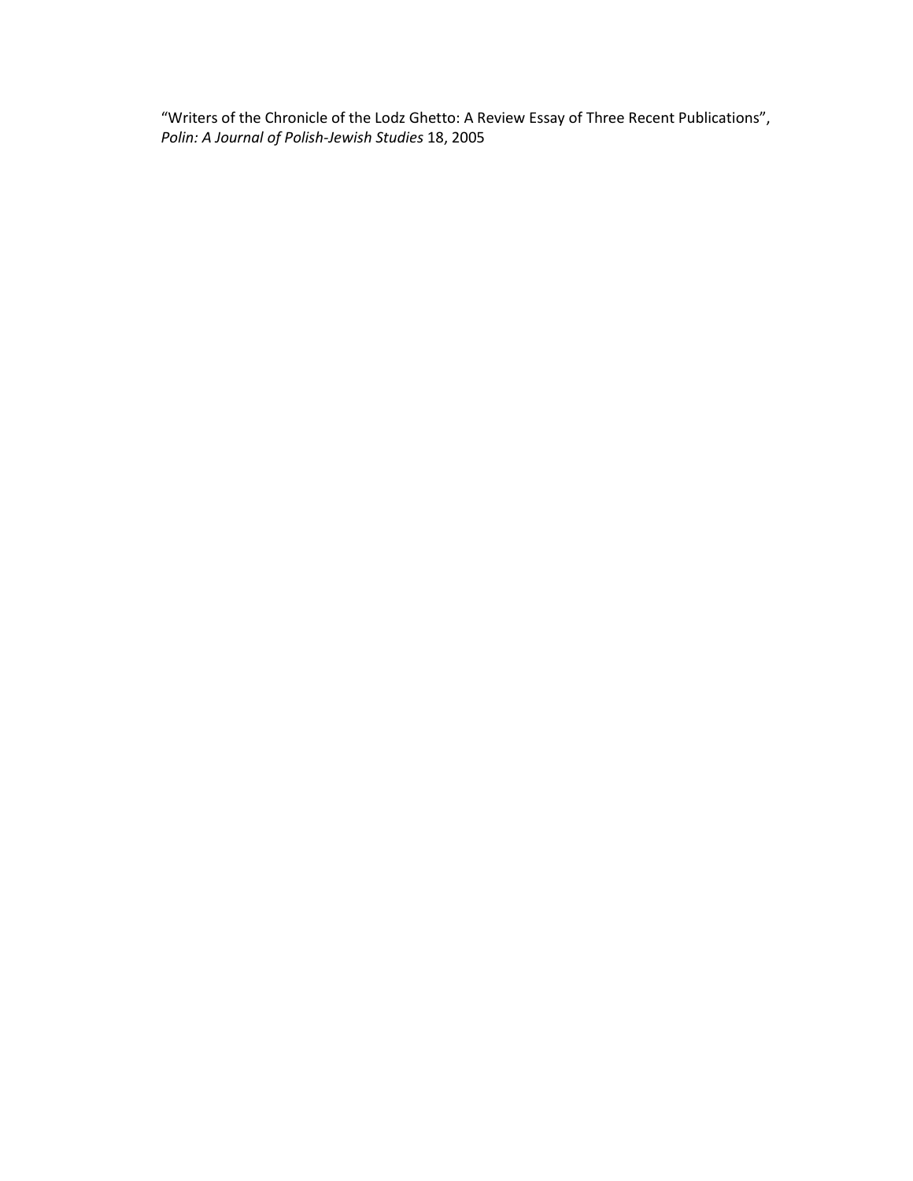“Writers of the Chronicle of the Lodz Ghetto: A Review Essay of Three Recent Publications”, *Polin: A Journal of Polish-Jewish Studies* 18, 2005